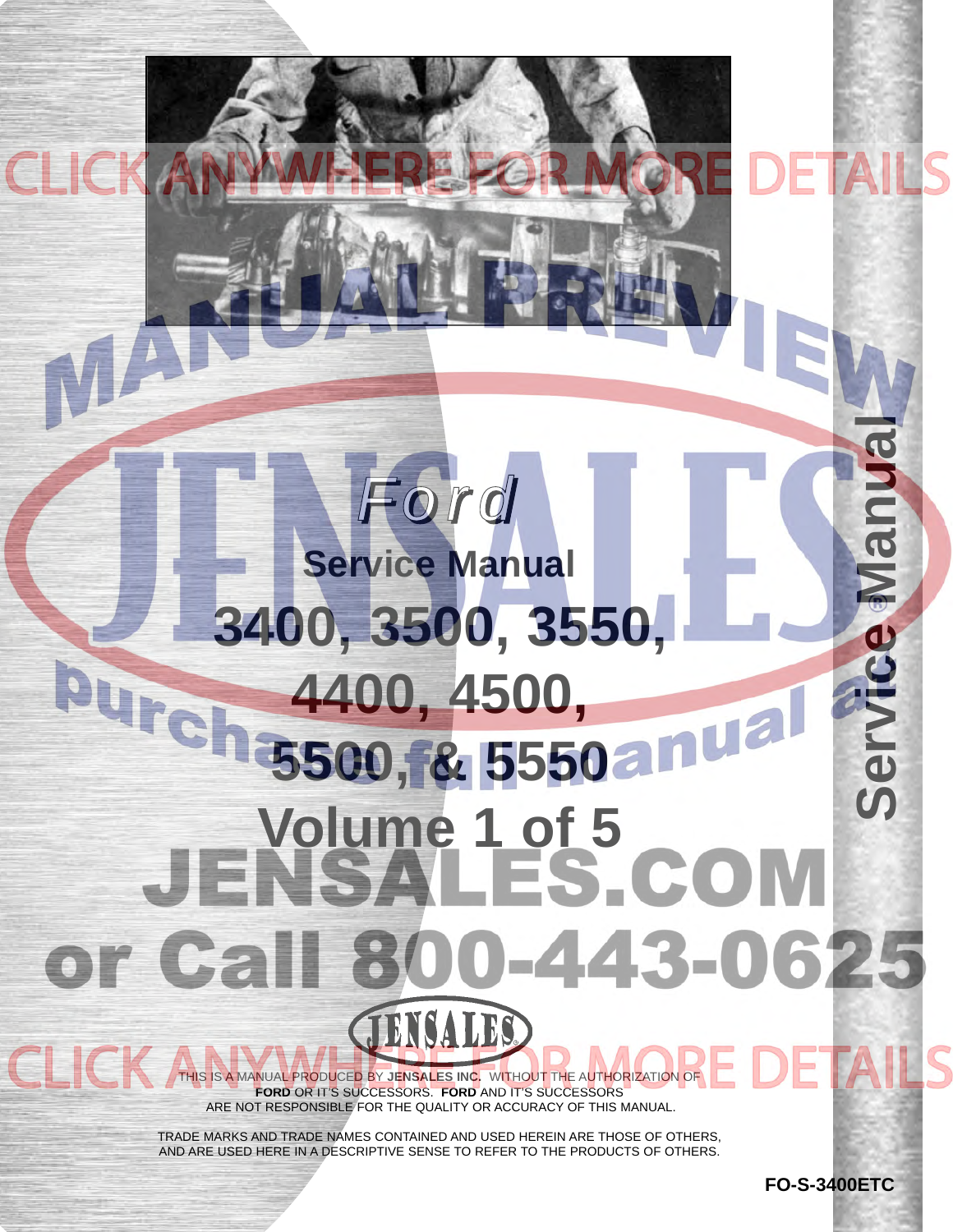# Ford

## Service Manual

# 3400, 3500, 3550, 4400, 4500, 5500, & 5550

## Volume 1 of 5

Service Manual

CLICK ANYWHERE FOR MORE DETAILS

MANUAL PREVIEW

purchase full manual at

JENSALES.COM

or Call 800-443-0625

JENSALES

THIS IS A MANUAL PRODUCED BY **JENSALES INC.** WITHOUT THE AUTHORIZATION OF **FORD** OR IT'S SUCCESSORS. **FORD** AND IT'S SUCCESSORS ARE NOT RESPONSIBLE FOR THE QUALITY OR ACCURACY OF THIS MANUAL.

TRADE MARKS AND TRADE NAMES CONTAINED AND USED HEREIN ARE THOSE OF OTHERS, AND ARE USED HERE IN A DESCRIPTIVE SENSE TO REFER TO THE PRODUCTS OF OTHERS.

**FO-S-3400ETC**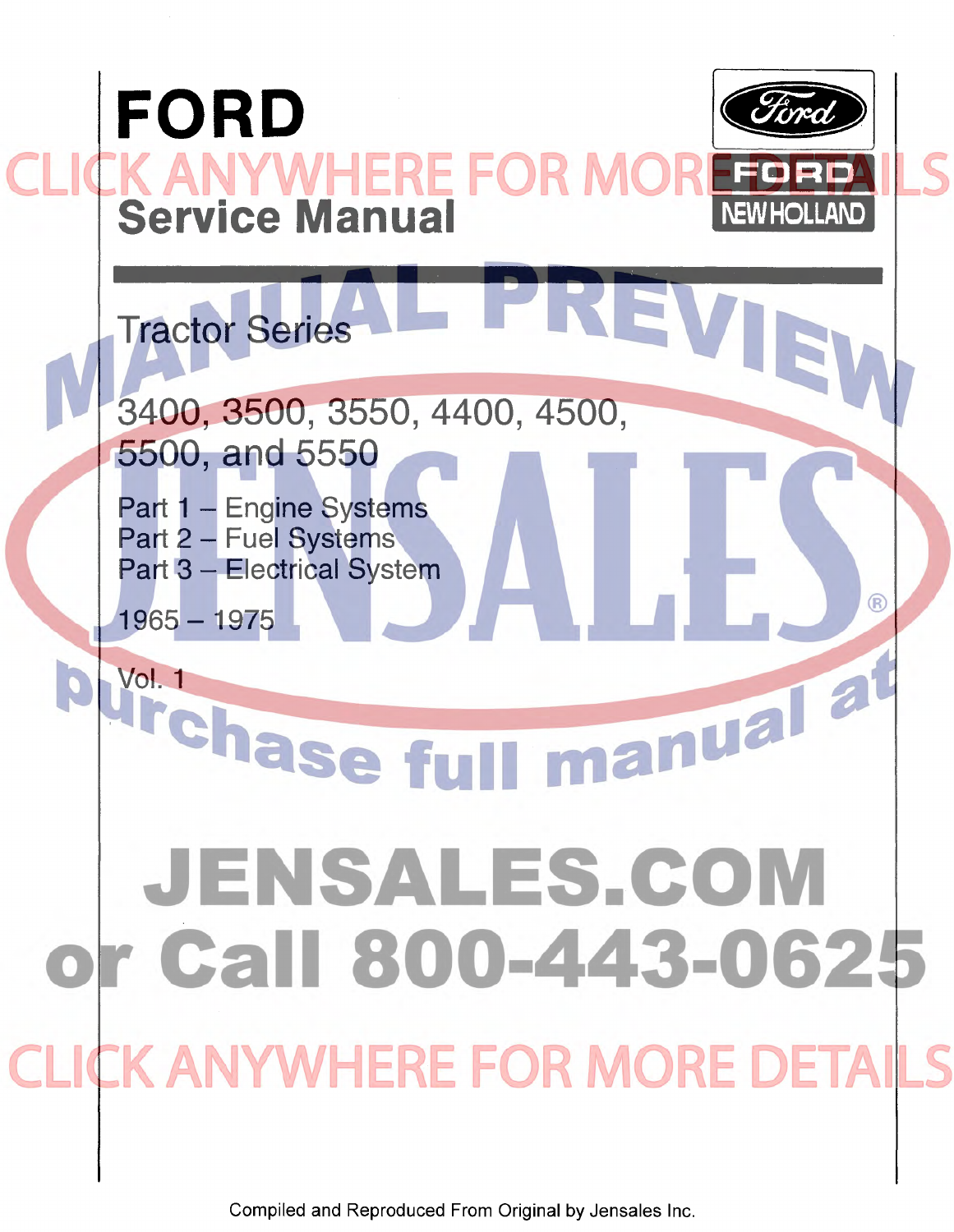# FORD

## Service Manual

FORD NEW HOLLAND

Tractor Series

3400, 3500, 3550, 4400, 4500, 5500, and 5550

Part 1 – Engine Systems
Part 2 – Fuel Systems
Part 3 – Electrical System

1965 – 1975

Vol. 1

CLICK ANYWHERE FOR MORE DETAILS

MANUAL PREVIEW

JENSALES®

purchase full manual at

JENSALES.COM
or Call 800-443-0625

CLICK ANYWHERE FOR MORE DETAILS

Compiled and Reproduced From Original by Jensales Inc.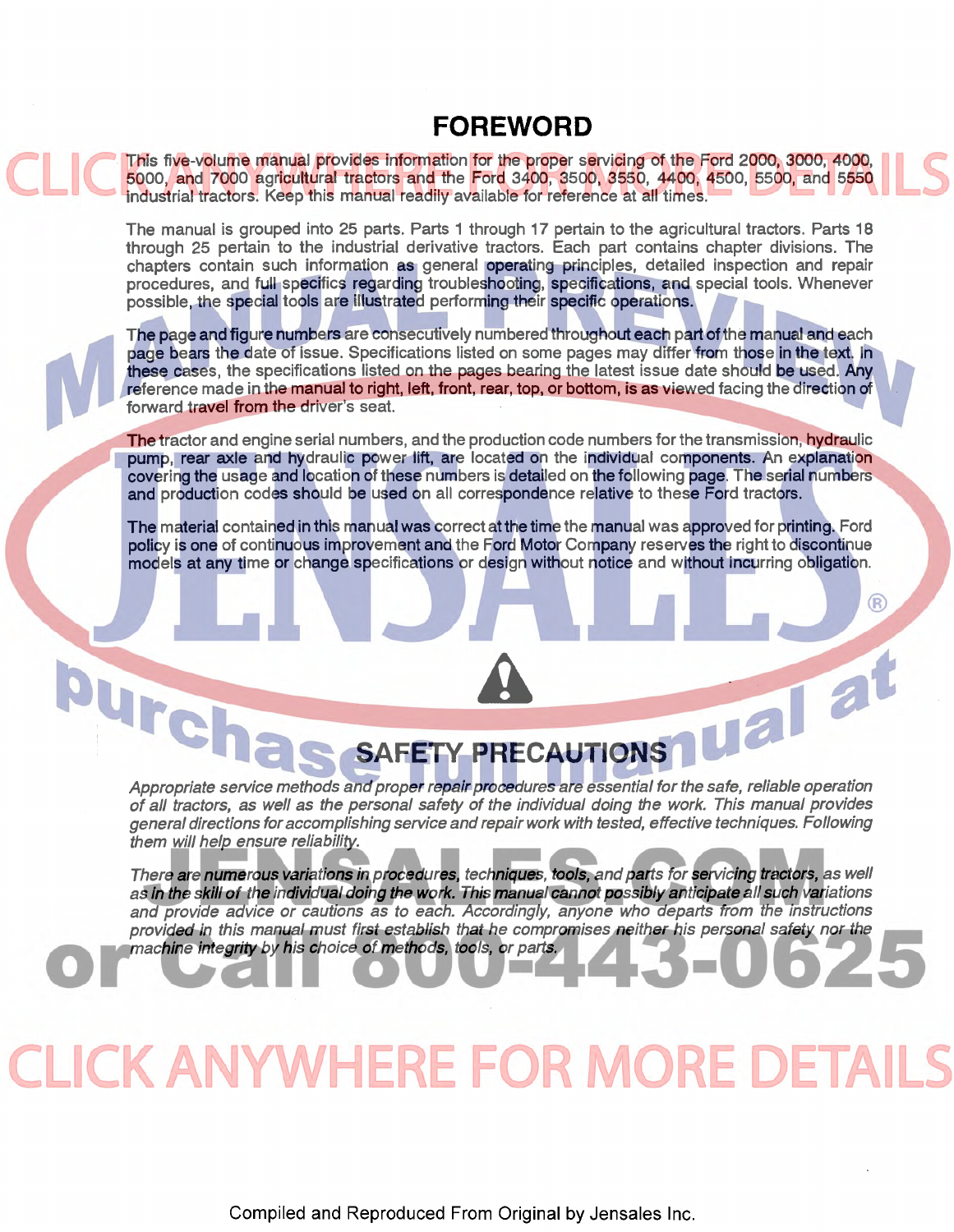# FOREWORD

This five-volume manual provides information for the proper servicing of the Ford 2000, 3000, 4000, 5000, and 7000 agricultural tractors and the Ford 3400, 3500, 3550, 4400, 4500, 5500, and 5550 industrial tractors. Keep this manual readily available for reference at all times.

The manual is grouped into 25 parts. Parts 1 through 17 pertain to the agricultural tractors. Parts 18 through 25 pertain to the industrial derivative tractors. Each part contains chapter divisions. The chapters contain such information as general operating principles, detailed inspection and repair procedures, and full specifics regarding troubleshooting, specifications, and special tools. Whenever possible, the special tools are illustrated performing their specific operations.

The page and figure numbers are consecutively numbered throughout each part of the manual and each page bears the date of issue. Specifications listed on some pages may differ from those in the text. In these cases, the specifications listed on the pages bearing the latest issue date should be used. Any reference made in the manual to right, left, front, rear, top, or bottom, is as viewed facing the direction of forward travel from the driver's seat.

The tractor and engine serial numbers, and the production code numbers for the transmission, hydraulic pump, rear axle and hydraulic power lift, are located on the individual components. An explanation covering the usage and location of these numbers is detailed on the following page. The serial numbers and production codes should be used on all correspondence relative to these Ford tractors.

The material contained in this manual was correct at the time the manual was approved for printing. Ford policy is one of continuous improvement and the Ford Motor Company reserves the right to discontinue models at any time or change specifications or design without notice and without incurring obligation.

## SAFETY PRECAUTIONS

*Appropriate service methods and proper repair procedures are essential for the safe, reliable operation of all tractors, as well as the personal safety of the individual doing the work. This manual provides general directions for accomplishing service and repair work with tested, effective techniques. Following them will help ensure reliability.*

*There are numerous variations in procedures, techniques, tools, and parts for servicing tractors, as well as in the skill of the individual doing the work. This manual cannot possibly anticipate all such variations and provide advice or cautions as to each. Accordingly, anyone who departs from the instructions provided in this manual must first establish that he compromises neither his personal safety nor the machine integrity by his choice of methods, tools, or parts.*

Compiled and Reproduced From Original by Jensales Inc.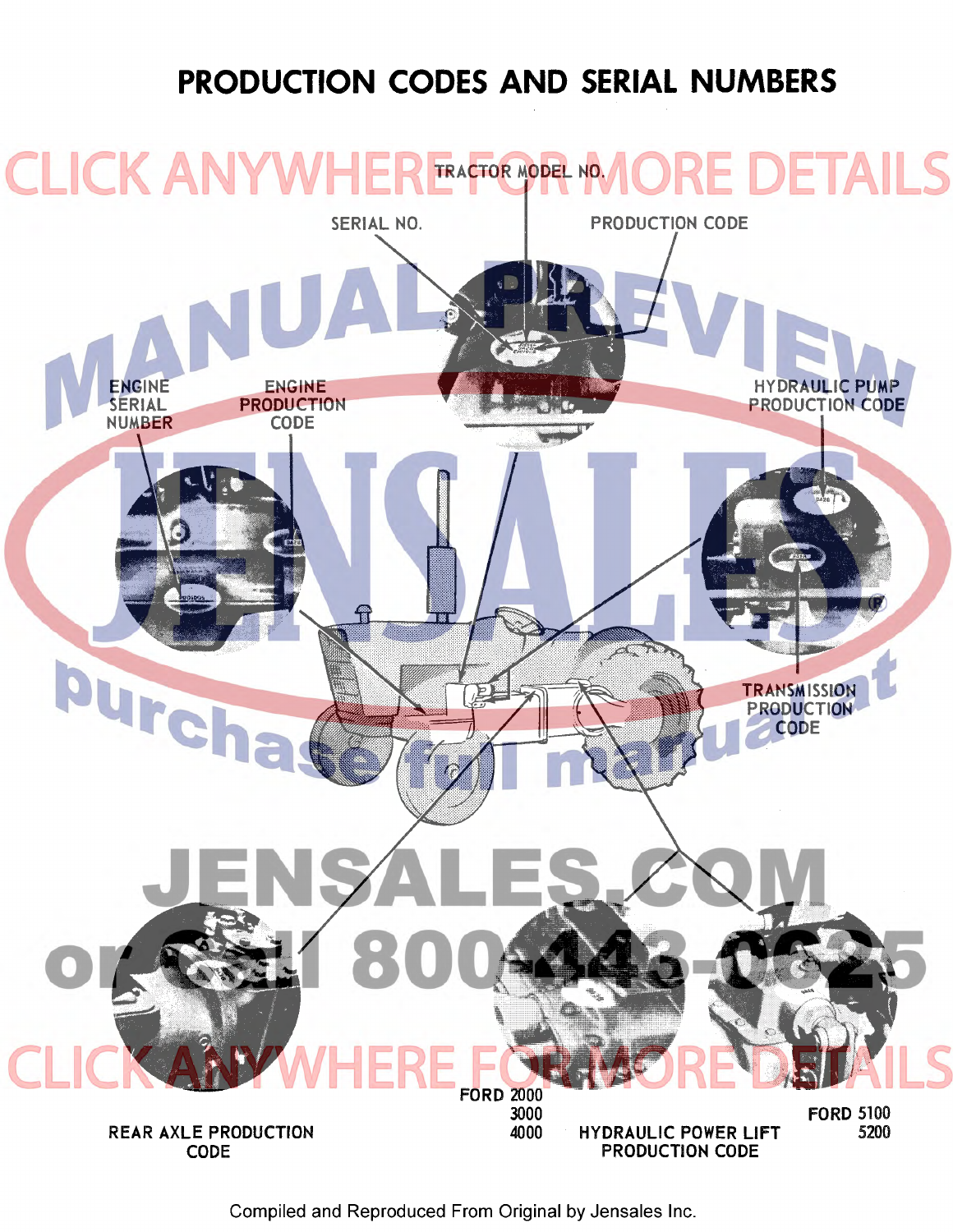# PRODUCTION CODES AND SERIAL NUMBERS

TRACTOR MODEL NO.

SERIAL NO.

PRODUCTION CODE

ENGINE SERIAL NUMBER

ENGINE PRODUCTION CODE

HYDRAULIC PUMP PRODUCTION CODE

TRANSMISSION PRODUCTION CODE

REAR AXLE PRODUCTION CODE

FORD 2000
3000
4000

HYDRAULIC POWER LIFT PRODUCTION CODE

FORD 5100
5200

Compiled and Reproduced From Original by Jensales Inc.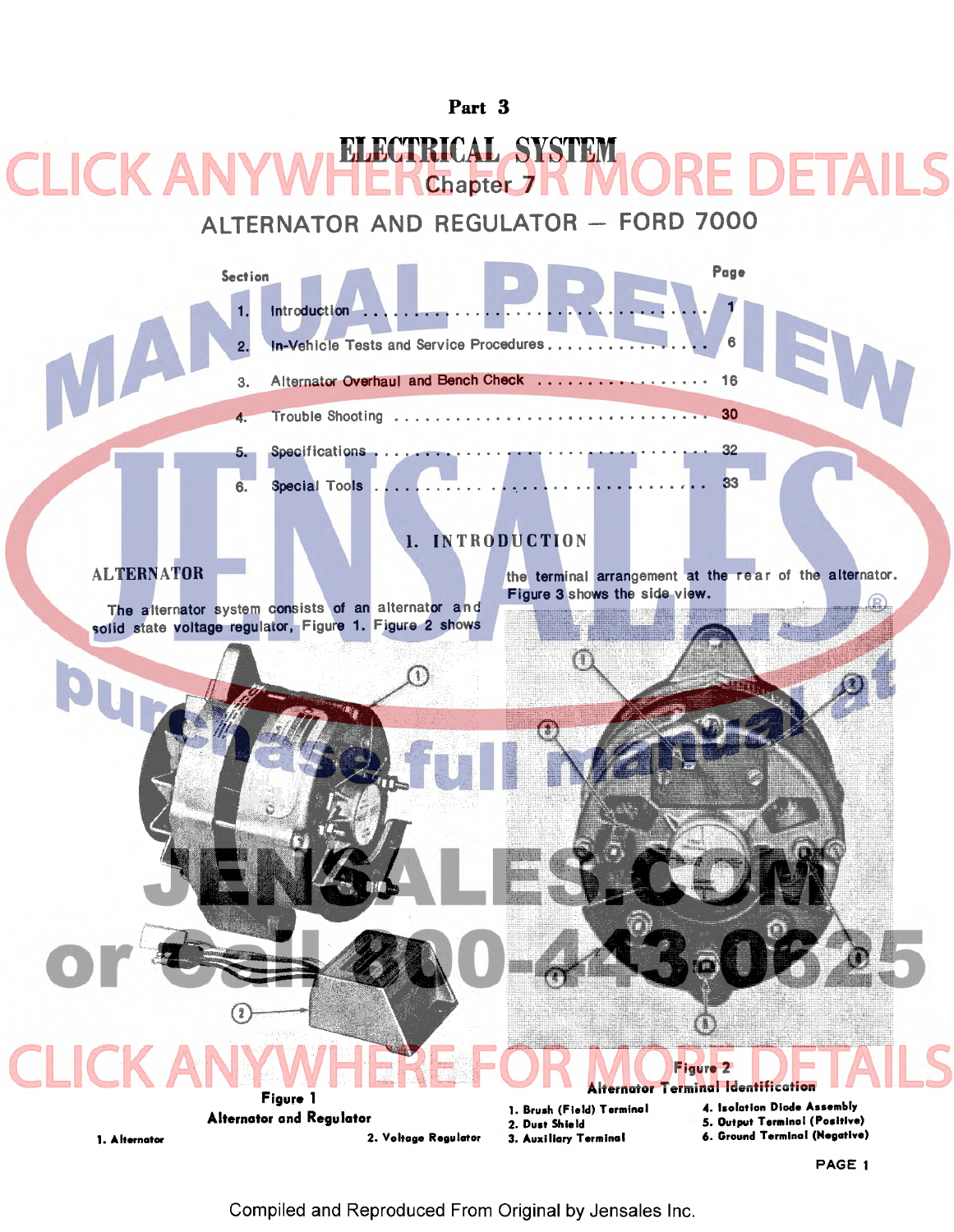# Part 3

# ELECTRICAL SYSTEM

## Chapter 7

## ALTERNATOR AND REGULATOR — FORD 7000

| Section | | Page |
|---|---|---|
| 1. | Introduction | 1 |
| 2. | In-Vehicle Tests and Service Procedures | 6 |
| 3. | Alternator Overhaul and Bench Check | 16 |
| 4. | Trouble Shooting | 30 |
| 5. | Specifications | 32 |
| 6. | Special Tools | 33 |

## 1. INTRODUCTION

### ALTERNATOR

The alternator system consists of an alternator and solid state voltage regulator, Figure 1. Figure 2 shows the terminal arrangement at the rear of the alternator. Figure 3 shows the side view.

**Figure 1**
**Alternator and Regulator**

1. Alternator
2. Voltage Regulator

**Figure 2**
**Alternator Terminal Identification**

1. Brush (Field) Terminal
2. Dust Shield
3. Auxiliary Terminal
4. Isolation Diode Assembly
5. Output Terminal (Positive)
6. Ground Terminal (Negative)

Compiled and Reproduced From Original by Jensales Inc.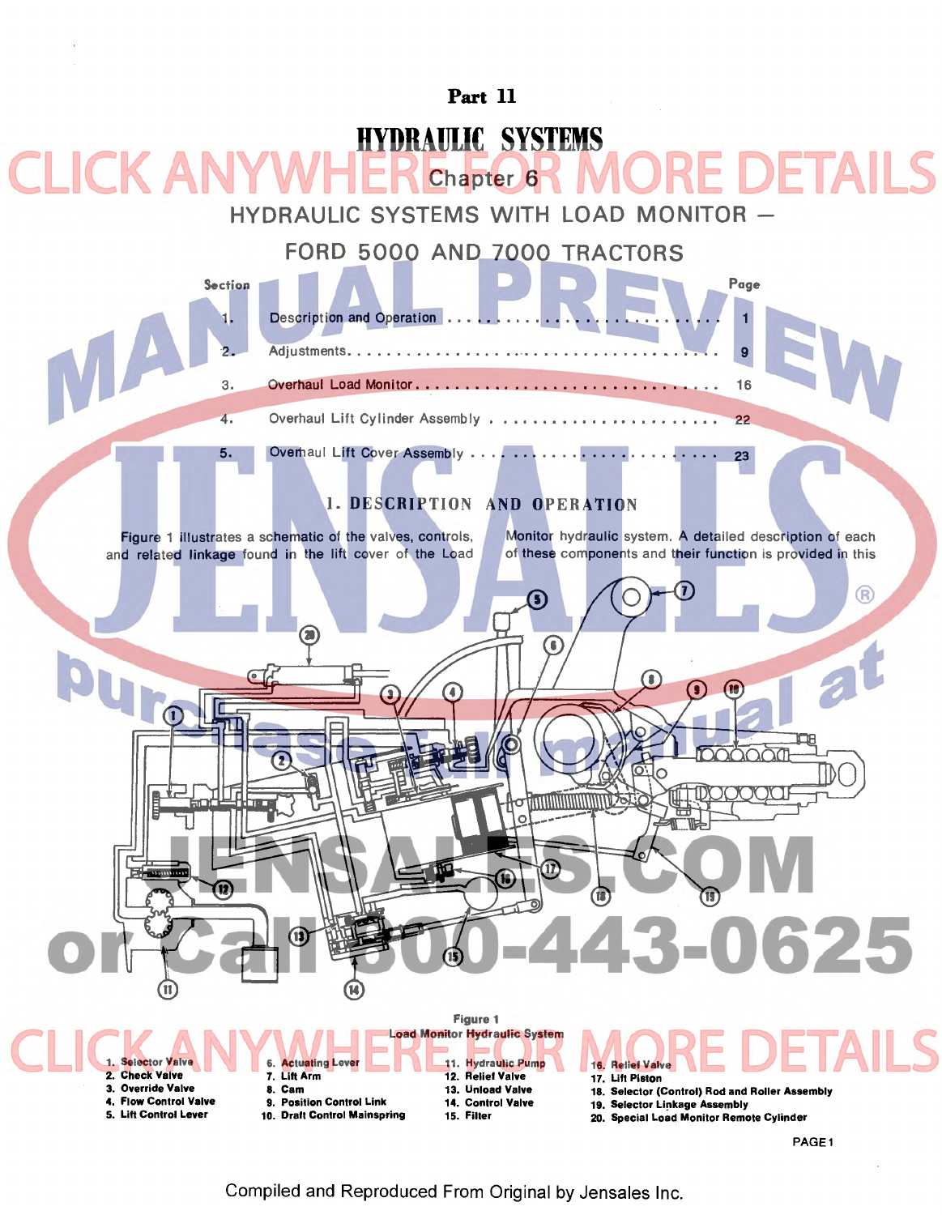# Part 11

# HYDRAULIC SYSTEMS

## Chapter 6

## HYDRAULIC SYSTEMS WITH LOAD MONITOR — FORD 5000 AND 7000 TRACTORS

| Section | | Page |
|---|---|---|
| 1. | Description and Operation | 1 |
| 2. | Adjustments | 9 |
| 3. | Overhaul Load Monitor | 16 |
| 4. | Overhaul Lift Cylinder Assembly | 22 |
| 5. | Overhaul Lift Cover Assembly | 23 |

### 1. DESCRIPTION AND OPERATION

Figure 1 illustrates a schematic of the valves, controls, and related linkage found in the lift cover of the Load Monitor hydraulic system. A detailed description of each of these components and their function is provided in this

Figure 1
Load Monitor Hydraulic System

1. Selector Valve
2. Check Valve
3. Override Valve
4. Flow Control Valve
5. Lift Control Lever
6. Actuating Lever
7. Lift Arm
8. Cam
9. Position Control Link
10. Draft Control Mainspring
11. Hydraulic Pump
12. Relief Valve
13. Unload Valve
14. Control Valve
15. Filter
16. Relief Valve
17. Lift Piston
18. Selector (Control) Rod and Roller Assembly
19. Selector Linkage Assembly
20. Special Load Monitor Remote Cylinder

Compiled and Reproduced From Original by Jensales Inc.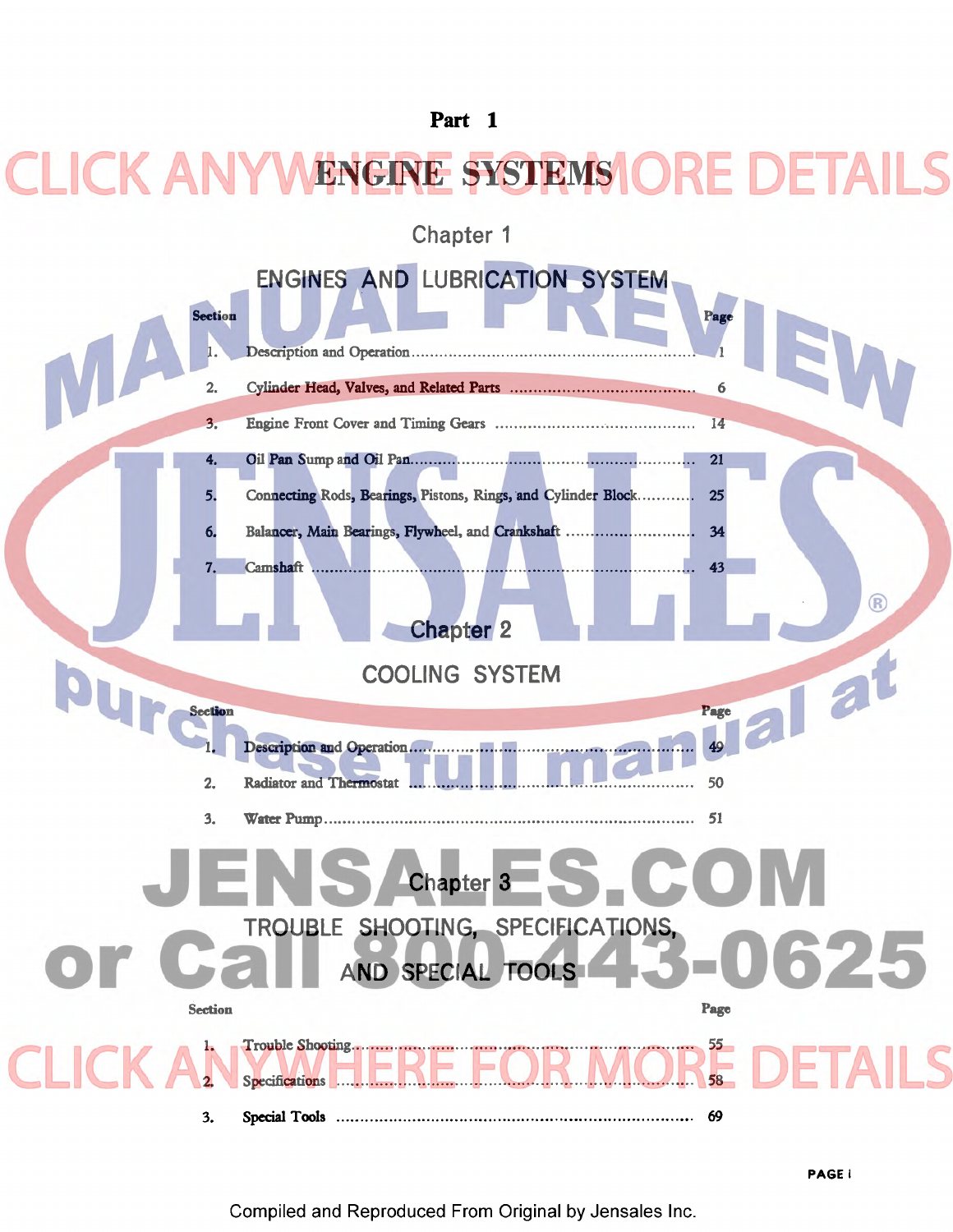# Part 1

# ENGINE SYSTEMS

## Chapter 1

## ENGINES AND LUBRICATION SYSTEM

| Section | | Page |
|---|---|---|
| 1. | Description and Operation | 1 |
| 2. | Cylinder Head, Valves, and Related Parts | 6 |
| 3. | Engine Front Cover and Timing Gears | 14 |
| 4. | Oil Pan Sump and Oil Pan | 21 |
| 5. | Connecting Rods, Bearings, Pistons, Rings, and Cylinder Block | 25 |
| 6. | Balancer, Main Bearings, Flywheel, and Crankshaft | 34 |
| 7. | Camshaft | 43 |

## Chapter 2

## COOLING SYSTEM

| Section | | Page |
|---|---|---|
| 1. | Description and Operation | 49 |
| 2. | Radiator and Thermostat | 50 |
| 3. | Water Pump | 51 |

## Chapter 3

## TROUBLE SHOOTING, SPECIFICATIONS, AND SPECIAL TOOLS

| Section | | Page |
|---|---|---|
| 1. | Trouble Shooting | 55 |
| 2. | Specifications | 58 |
| 3. | Special Tools | 69 |

Compiled and Reproduced From Original by Jensales Inc.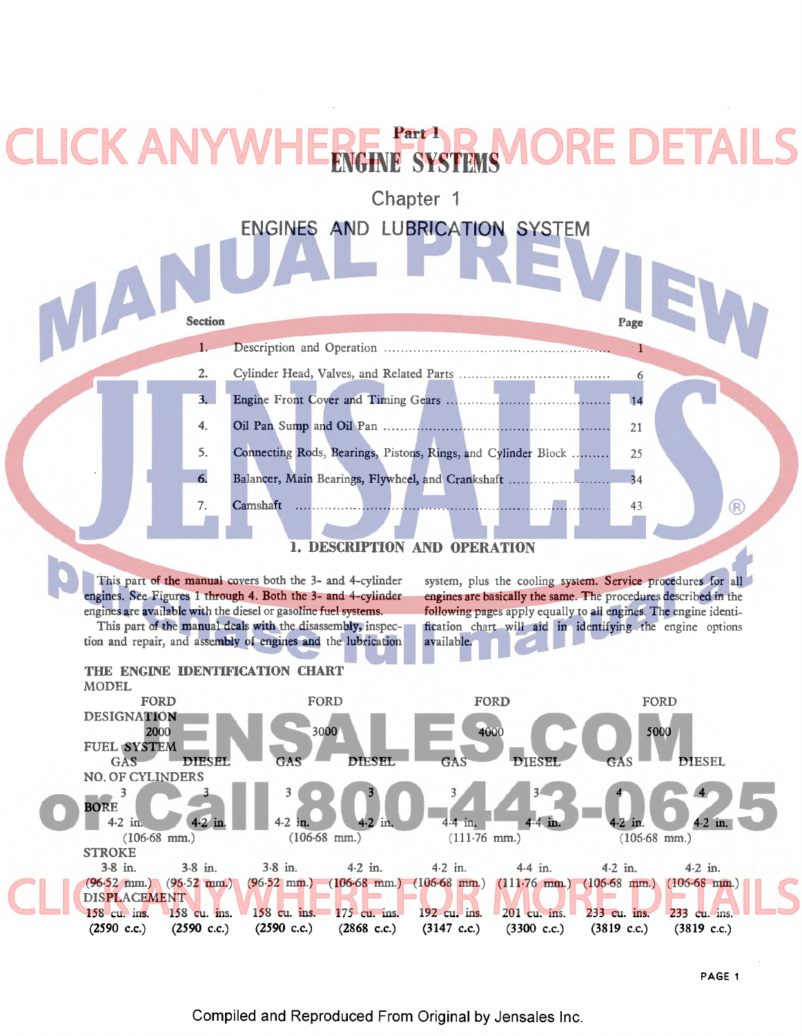# Part 1

# ENGINE SYSTEMS

## Chapter 1

## ENGINES AND LUBRICATION SYSTEM

| Section | | Page |
|---|---|---|
| 1. | Description and Operation | 1 |
| 2. | Cylinder Head, Valves, and Related Parts | 6 |
| 3. | Engine Front Cover and Timing Gears | 14 |
| 4. | Oil Pan Sump and Oil Pan | 21 |
| 5. | Connecting Rods, Bearings, Pistons, Rings, and Cylinder Block | 25 |
| 6. | Balancer, Main Bearings, Flywheel, and Crankshaft | 34 |
| 7. | Camshaft | 43 |

### 1. DESCRIPTION AND OPERATION

This part of the manual covers both the 3- and 4-cylinder engines. See Figures 1 through 4. Both the 3- and 4-cylinder engines are available with the diesel or gasoline fuel systems.

This part of the manual deals with the disassembly, inspection and repair, and assembly of engines and the lubrication system, plus the cooling system. Service procedures for all engines are basically the same. The procedures described in the following pages apply equally to all engines. The engine identification chart will aid in identifying the engine options available.

**THE ENGINE IDENTIFICATION CHART**

| MODEL | FORD | | FORD | | FORD | | FORD | |
|---|---|---|---|---|---|---|---|---|
| DESIGNATION | 2000 | | 3000 | | 4000 | | 5000 | |
| FUEL SYSTEM | GAS | DIESEL | GAS | DIESEL | GAS | DIESEL | GAS | DIESEL |
| NO. OF CYLINDERS | 3 | 3 | 3 | 3 | 3 | 3 | 4 | 4 |
| BORE | 4·2 in. (106·68 mm.) | 4·2 in. | 4·2 in. (106·68 mm.) | 4·2 in. | 4·4 in. (111·76 mm.) | 4·4 in. | 4·2 in. (106·68 mm.) | 4·2 in. |
| STROKE | 3·8 in. (96·52 mm.) | 3·8 in. (96·52 mm.) | 3·8 in. (96·52 mm.) | 4·2 in. (106·68 mm.) | 4·2 in. (106·68 mm.) | 4·4 in. (111·76 mm.) | 4·2 in. (106·68 mm.) | 4·2 in. (106·68 mm.) |
| DISPLACEMENT | 158 cu. ins. (2590 c.c.) | 158 cu. ins. (2590 c.c.) | 158 cu. ins. (2590 c.c.) | 175 cu. ins. (2868 c.c.) | 192 cu. ins. (3147 c.c.) | 201 cu. ins. (3300 c.c.) | 233 cu. ins. (3819 c.c.) | 233 cu. ins. (3819 c.c.) |

Compiled and Reproduced From Original by Jensales Inc.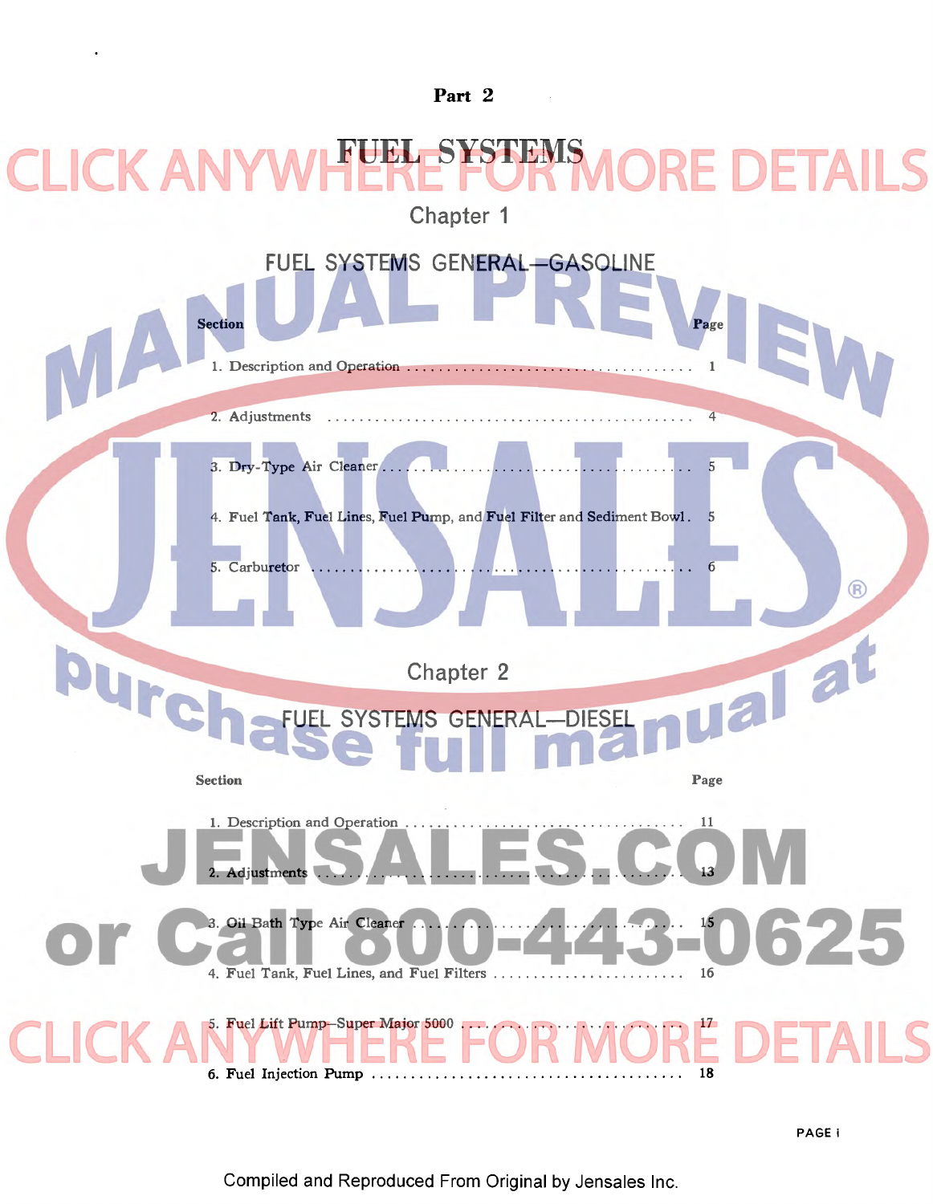# Part 2

# FUEL SYSTEMS

## Chapter 1

## FUEL SYSTEMS GENERAL—GASOLINE

| Section | Page |
|---|---|
| 1. Description and Operation | 1 |
| 2. Adjustments | 4 |
| 3. Dry-Type Air Cleaner | 5 |
| 4. Fuel Tank, Fuel Lines, Fuel Pump, and Fuel Filter and Sediment Bowl | 5 |
| 5. Carburetor | 6 |

## Chapter 2

## FUEL SYSTEMS GENERAL—DIESEL

| Section | Page |
|---|---|
| 1. Description and Operation | 11 |
| 2. Adjustments | 13 |
| 3. Oil Bath Type Air Cleaner | 15 |
| 4. Fuel Tank, Fuel Lines, and Fuel Filters | 16 |
| 5. Fuel Lift Pump—Super Major 5000 | 17 |
| 6. Fuel Injection Pump | 18 |

Compiled and Reproduced From Original by Jensales Inc.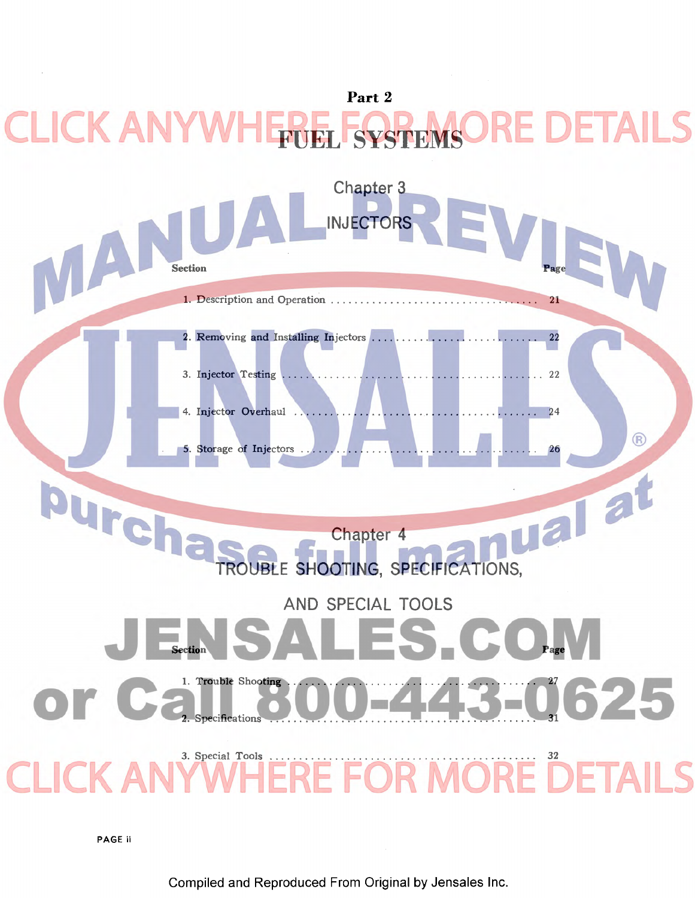# Part 2

# FUEL SYSTEMS

## Chapter 3

## INJECTORS

| Section | Page |
|---|---|
| 1. Description and Operation | 21 |
| 2. Removing and Installing Injectors | 22 |
| 3. Injector Testing | 22 |
| 4. Injector Overhaul | 24 |
| 5. Storage of Injectors | 26 |

## Chapter 4

## TROUBLE SHOOTING, SPECIFICATIONS, AND SPECIAL TOOLS

| Section | Page |
|---|---|
| 1. Trouble Shooting | 27 |
| 2. Specifications | 31 |
| 3. Special Tools | 32 |

Compiled and Reproduced From Original by Jensales Inc.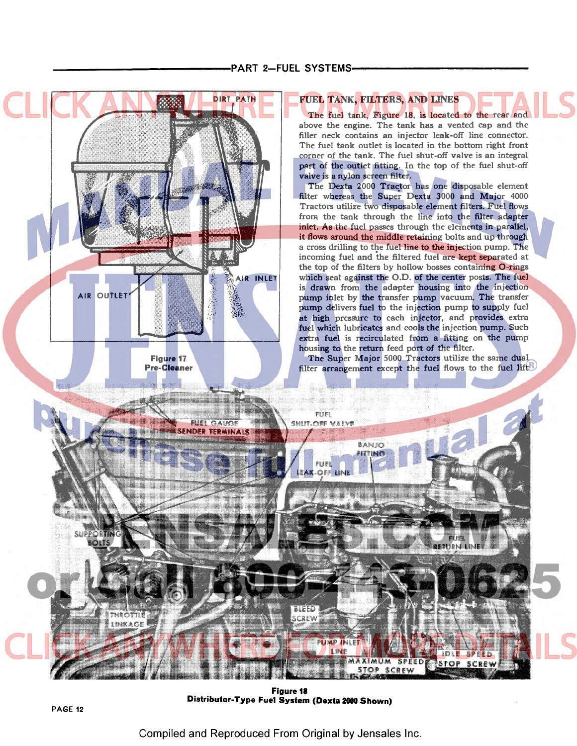## FUEL TANK, FILTERS, AND LINES

The fuel tank, Figure 18, is located to the rear and above the engine. The tank has a vented cap and the filler neck contains an injector leak-off line connector. The fuel tank outlet is located in the bottom right front corner of the tank. The fuel shut-off valve is an integral part of the outlet fitting. In the top of the fuel shut-off valve is a nylon screen filter.

The Dexta 2000 Tractor has one disposable element filter whereas the Super Dexta 3000 and Major 4000 Tractors utilize two disposable element filters. Fuel flows from the tank through the line into the filter adapter inlet. As the fuel passes through the elements in parallel, it flows around the middle retaining bolts and up through a cross drilling to the fuel line to the injection pump. The incoming fuel and the filtered fuel are kept separated at the top of the filters by hollow bosses containing O-rings which seal against the O.D. of the center posts. The fuel is drawn from the adapter housing into the injection pump inlet by the transfer pump vacuum. The transfer pump delivers fuel to the injection pump to supply fuel at high pressure to each injector, and provides extra fuel which lubricates and cools the injection pump. Such extra fuel is recirculated from a fitting on the pump housing to the return feed port of the filter.

The Super Major 5000 Tractors utilize the same dual filter arrangement except the fuel flows to the fuel lift

DIRT PATH

AIR INLET

AIR OUTLET

Figure 17
Pre-Cleaner

FUEL GAUGE SENDER TERMINALS

FUEL SHUT-OFF VALVE

BANJO FITTING

FUEL LEAK-OFF LINE

SUPPORTING BOLTS

FUEL RETURN LINE

THROTTLE LINKAGE

BLEED SCREW

PUMP INLET LINE

MAXIMUM SPEED STOP SCREW

IDLE SPEED STOP SCREW

Figure 18
Distributor-Type Fuel System (Dexta 2000 Shown)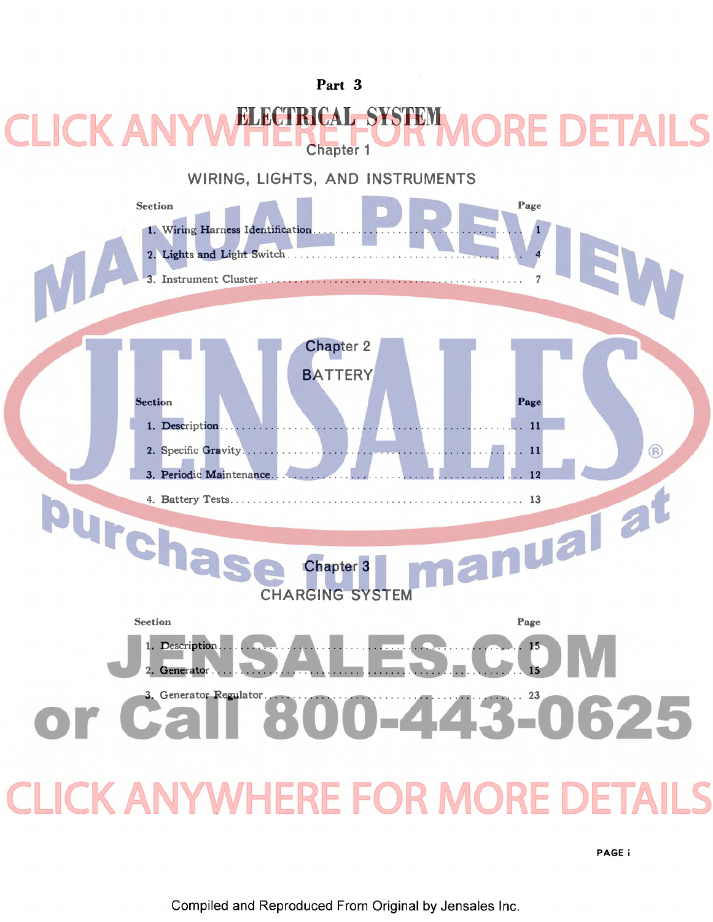# Part 3

# ELECTRICAL SYSTEM

## Chapter 1

## WIRING, LIGHTS, AND INSTRUMENTS

| Section | Page |
|---|---|
| 1. Wiring Harness Identification | 1 |
| 2. Lights and Light Switch | 4 |
| 3. Instrument Cluster | 7 |

## Chapter 2

## BATTERY

| Section | Page |
|---|---|
| 1. Description | 11 |
| 2. Specific Gravity | 11 |
| 3. Periodic Maintenance | 12 |
| 4. Battery Tests | 13 |

## Chapter 3

## CHARGING SYSTEM

| Section | Page |
|---|---|
| 1. Description | 15 |
| 2. Generator | 15 |
| 3. Generator Regulator | 23 |

Compiled and Reproduced From Original by Jensales Inc.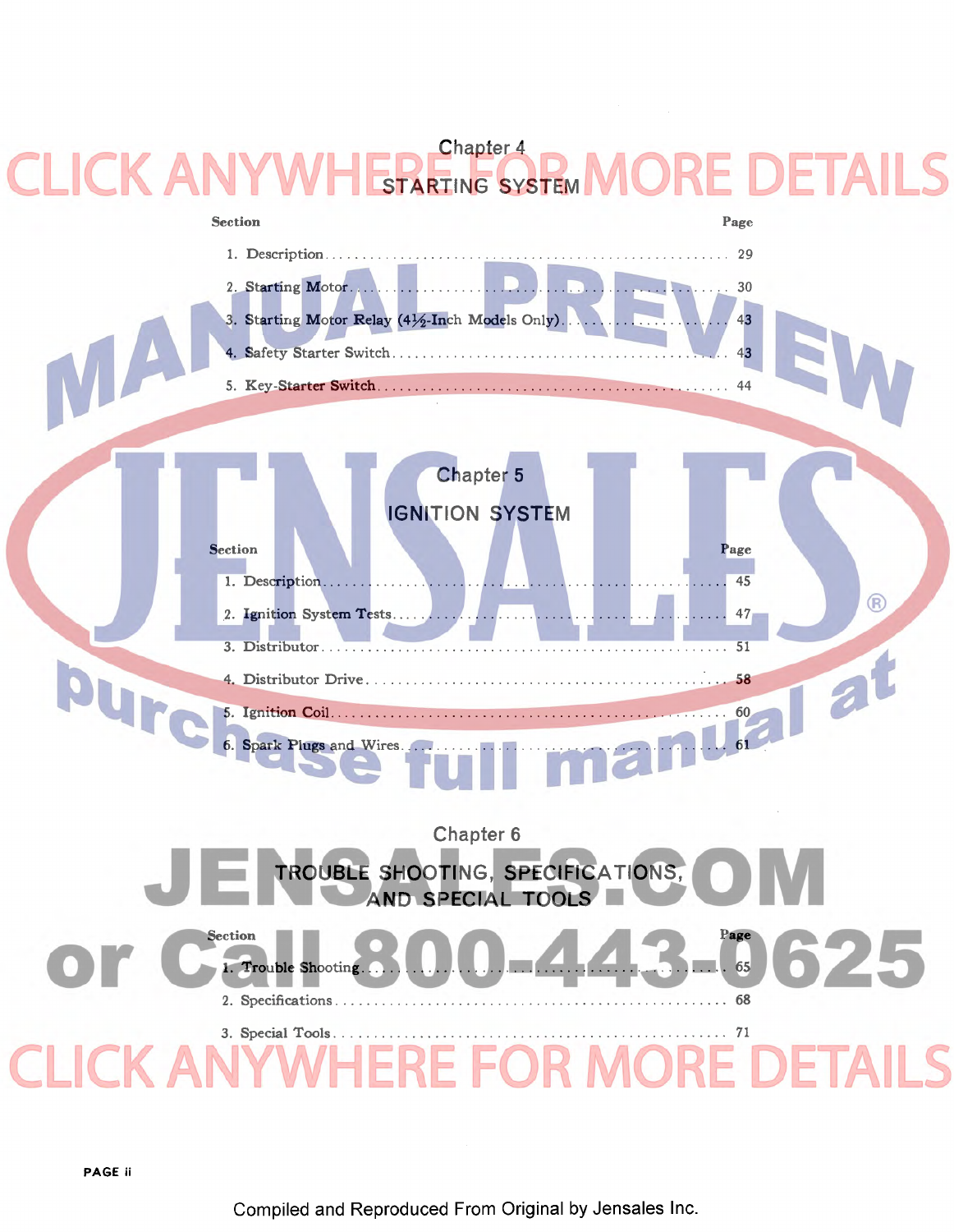## Chapter 4

## STARTING SYSTEM

| Section | Page |
|---|---|
| 1. Description | 29 |
| 2. Starting Motor | 30 |
| 3. Starting Motor Relay (4½-Inch Models Only) | 43 |
| 4. Safety Starter Switch | 43 |
| 5. Key-Starter Switch | 44 |

## Chapter 5

## IGNITION SYSTEM

| Section | Page |
|---|---|
| 1. Description | 45 |
| 2. Ignition System Tests | 47 |
| 3. Distributor | 51 |
| 4. Distributor Drive | 58 |
| 5. Ignition Coil | 60 |
| 6. Spark Plugs and Wires | 61 |

## Chapter 6

## TROUBLE SHOOTING, SPECIFICATIONS, AND SPECIAL TOOLS

| Section | Page |
|---|---|
| 1. Trouble Shooting | 65 |
| 2. Specifications | 68 |
| 3. Special Tools | 71 |

Compiled and Reproduced From Original by Jensales Inc.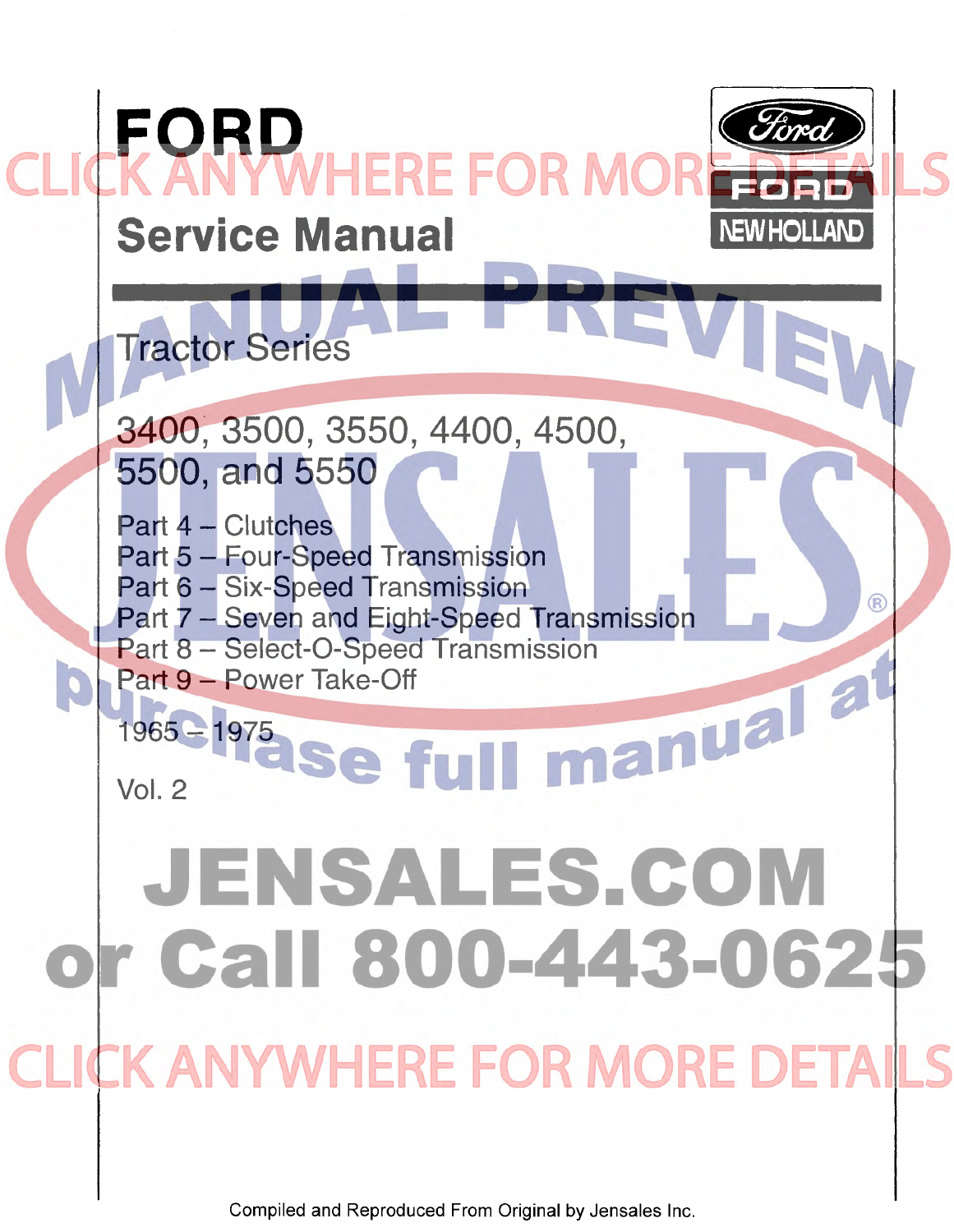# FORD

## Service Manual

### Tractor Series

3400, 3500, 3550, 4400, 4500, 5500, and 5550

Part 4 – Clutches
Part 5 – Four-Speed Transmission
Part 6 – Six-Speed Transmission
Part 7 – Seven and Eight-Speed Transmission
Part 8 – Select-O-Speed Transmission
Part 9 – Power Take-Off

1965 – 1975

Vol. 2

CLICK ANYWHERE FOR MORE DETAILS

MANUAL PREVIEW

JENSALES®

purchase full manual at

JENSALES.COM

or Call 800-443-0625

CLICK ANYWHERE FOR MORE DETAILS

Compiled and Reproduced From Original by Jensales Inc.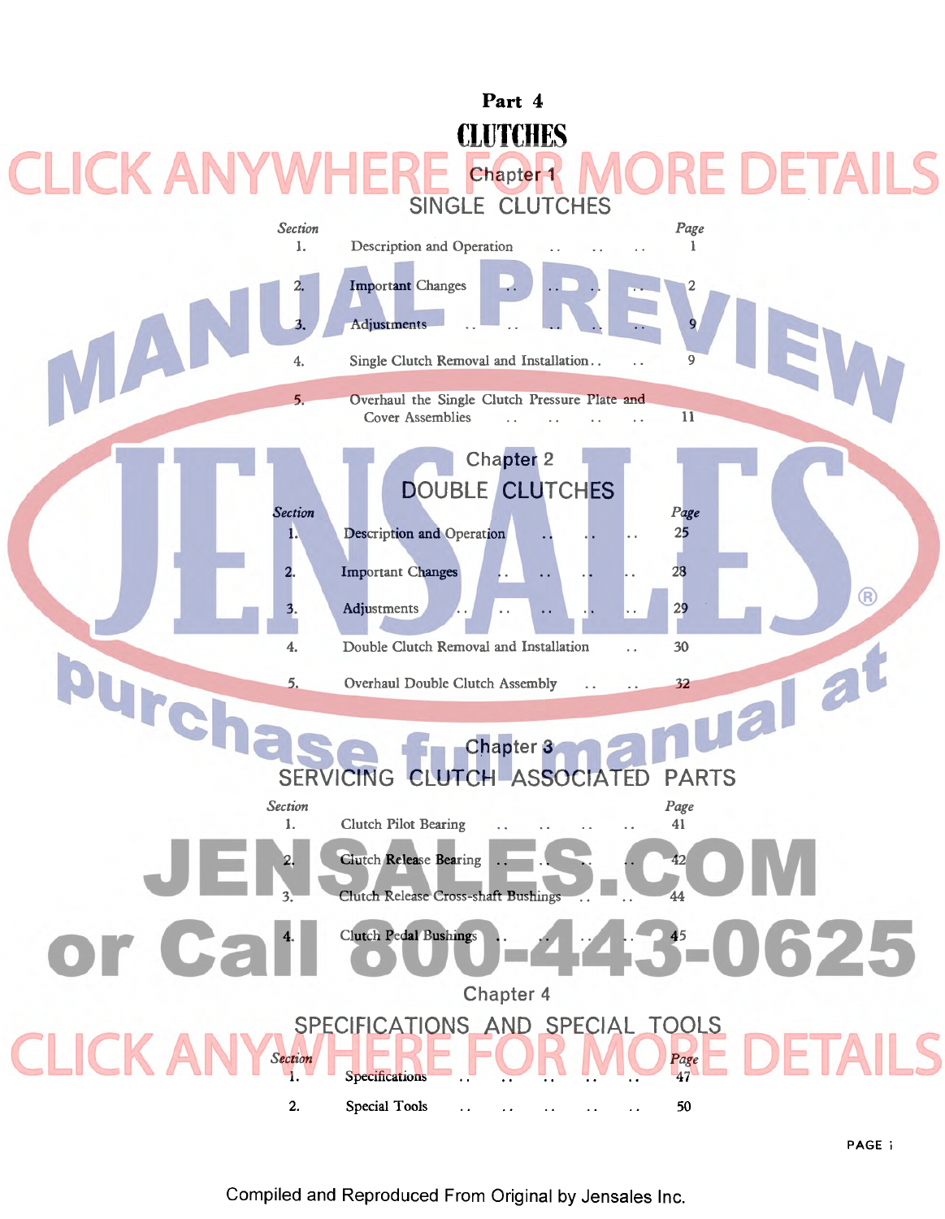# Part 4

# CLUTCHES

## Chapter 1

## SINGLE CLUTCHES

| Section | | Page |
|---|---|---|
| 1. | Description and Operation | 1 |
| 2. | Important Changes | 2 |
| 3. | Adjustments | 9 |
| 4. | Single Clutch Removal and Installation | 9 |
| 5. | Overhaul the Single Clutch Pressure Plate and Cover Assemblies | 11 |

## Chapter 2

## DOUBLE CLUTCHES

| Section | | Page |
|---|---|---|
| 1. | Description and Operation | 25 |
| 2. | Important Changes | 28 |
| 3. | Adjustments | 29 |
| 4. | Double Clutch Removal and Installation | 30 |
| 5. | Overhaul Double Clutch Assembly | 32 |

## Chapter 3

## SERVICING CLUTCH ASSOCIATED PARTS

| Section | | Page |
|---|---|---|
| 1. | Clutch Pilot Bearing | 41 |
| 2. | Clutch Release Bearing | 42 |
| 3. | Clutch Release Cross-shaft Bushings | 44 |
| 4. | Clutch Pedal Bushings | 45 |

## Chapter 4

## SPECIFICATIONS AND SPECIAL TOOLS

| Section | | Page |
|---|---|---|
| 1. | Specifications | 47 |
| 2. | Special Tools | 50 |

Compiled and Reproduced From Original by Jensales Inc.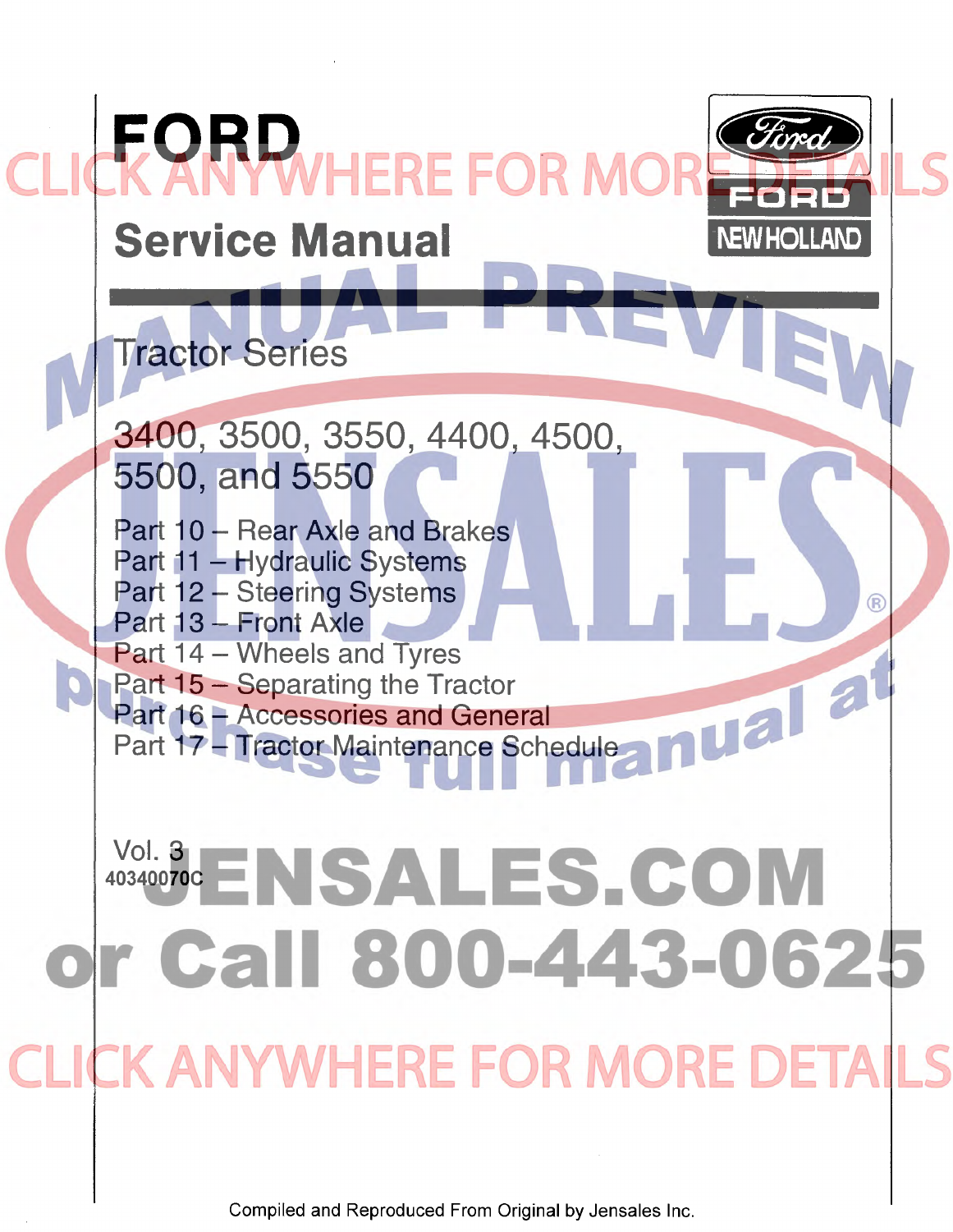# FORD

## Service Manual

Tractor Series

3400, 3500, 3550, 4400, 4500, 5500, and 5550

Part 10 – Rear Axle and Brakes
Part 11 – Hydraulic Systems
Part 12 – Steering Systems
Part 13 – Front Axle
Part 14 – Wheels and Tyres
Part 15 – Separating the Tractor
Part 16 – Accessories and General
Part 17 – Tractor Maintenance Schedule

Vol. 3
40340070C

Compiled and Reproduced From Original by Jensales Inc.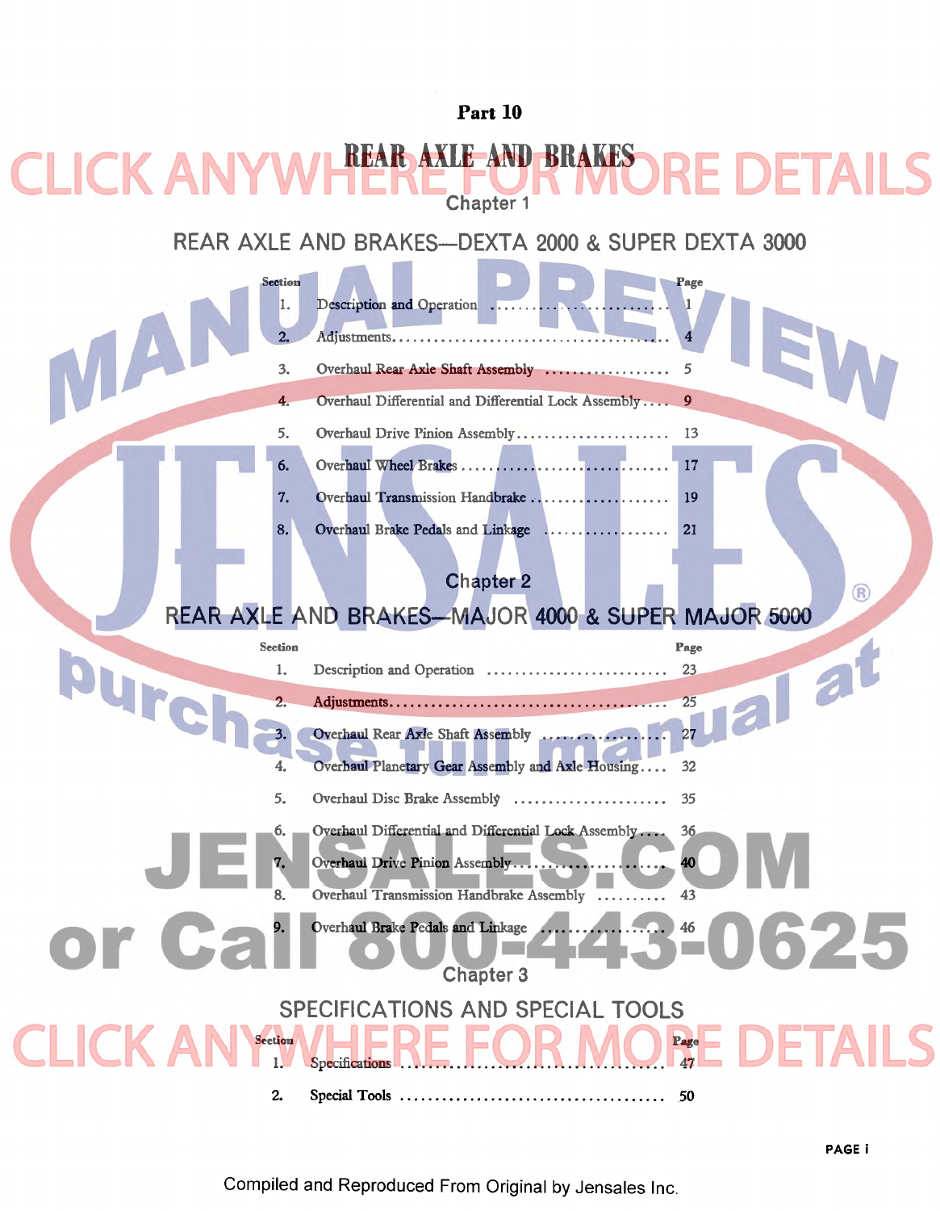# Part 10

# REAR AXLE AND BRAKES

## Chapter 1

## REAR AXLE AND BRAKES—DEXTA 2000 & SUPER DEXTA 3000

| Section | | Page |
|---|---|---|
| 1. | Description and Operation | 1 |
| 2. | Adjustments | 4 |
| 3. | Overhaul Rear Axle Shaft Assembly | 5 |
| 4. | Overhaul Differential and Differential Lock Assembly | 9 |
| 5. | Overhaul Drive Pinion Assembly | 13 |
| 6. | Overhaul Wheel Brakes | 17 |
| 7. | Overhaul Transmission Handbrake | 19 |
| 8. | Overhaul Brake Pedals and Linkage | 21 |

## Chapter 2

## REAR AXLE AND BRAKES—MAJOR 4000 & SUPER MAJOR 5000

| Section | | Page |
|---|---|---|
| 1. | Description and Operation | 23 |
| 2. | Adjustments | 25 |
| 3. | Overhaul Rear Axle Shaft Assembly | 27 |
| 4. | Overhaul Planetary Gear Assembly and Axle Housing | 32 |
| 5. | Overhaul Disc Brake Assembly | 35 |
| 6. | Overhaul Differential and Differential Lock Assembly | 36 |
| 7. | Overhaul Drive Pinion Assembly | 40 |
| 8. | Overhaul Transmission Handbrake Assembly | 43 |
| 9. | Overhaul Brake Pedals and Linkage | 46 |

## Chapter 3

## SPECIFICATIONS AND SPECIAL TOOLS

| Section | | Page |
|---|---|---|
| 1. | Specifications | 47 |
| 2. | Special Tools | 50 |

Compiled and Reproduced From Original by Jensales Inc.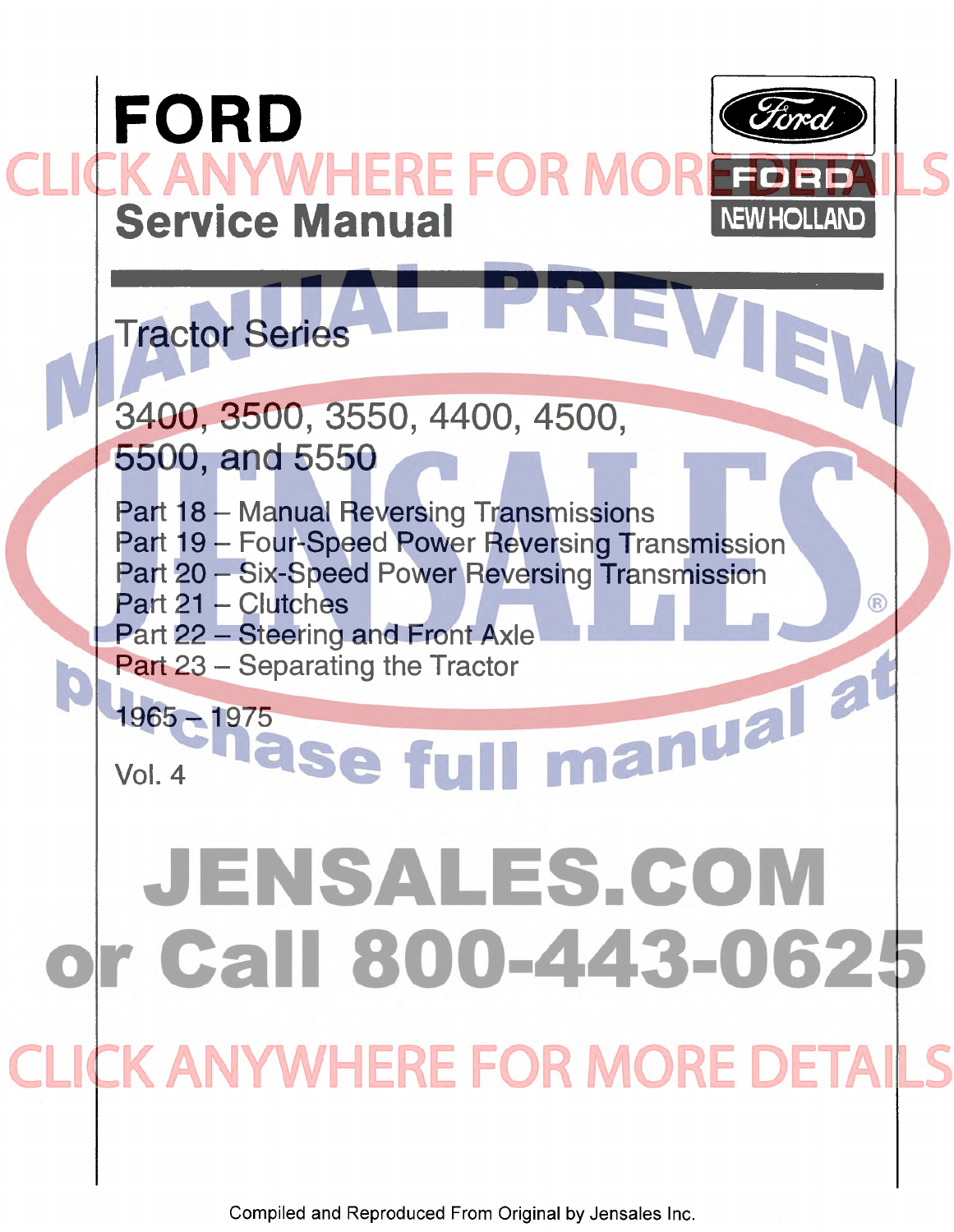# FORD

## Service Manual

Tractor Series

3400, 3500, 3550, 4400, 4500, 5500, and 5550

Part 18 – Manual Reversing Transmissions
Part 19 – Four-Speed Power Reversing Transmission
Part 20 – Six-Speed Power Reversing Transmission
Part 21 – Clutches
Part 22 – Steering and Front Axle
Part 23 – Separating the Tractor

1965 – 1975

Vol. 4

Compiled and Reproduced From Original by Jensales Inc.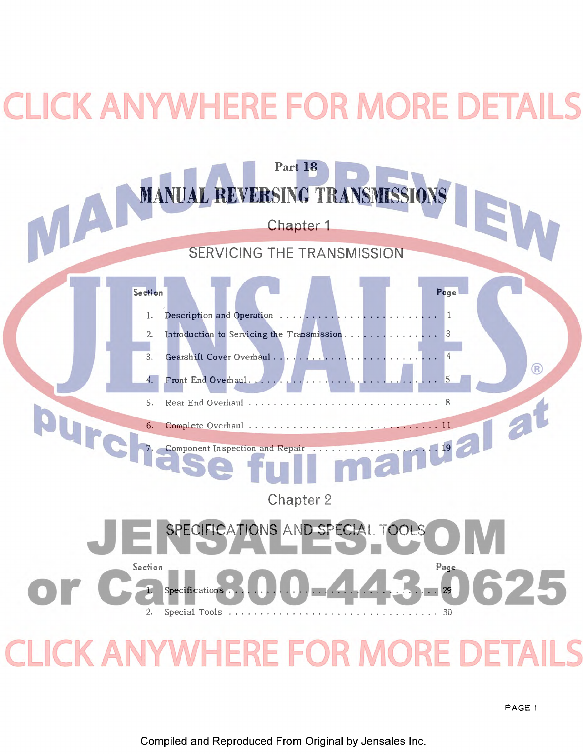# Part 18

# MANUAL REVERSING TRANSMISSIONS

## Chapter 1

## SERVICING THE TRANSMISSION

| Section | | Page |
|---|---|---|
| 1. | Description and Operation | 1 |
| 2. | Introduction to Servicing the Transmission | 3 |
| 3. | Gearshift Cover Overhaul | 4 |
| 4. | Front End Overhaul | 5 |
| 5. | Rear End Overhaul | 8 |
| 6. | Complete Overhaul | 11 |
| 7. | Component Inspection and Repair | 19 |

## Chapter 2

## SPECIFICATIONS AND SPECIAL TOOLS

| Section | | Page |
|---|---|---|
| 1. | Specifications | 29 |
| 2. | Special Tools | 30 |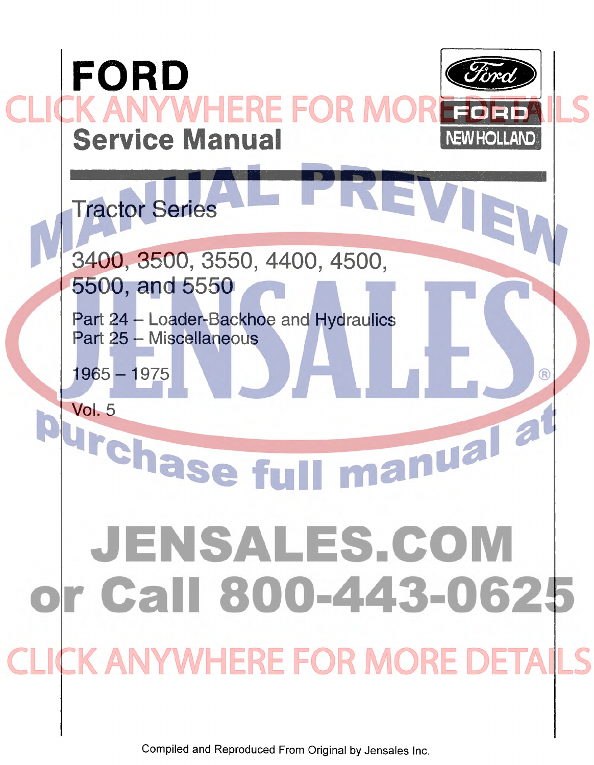# FORD

## Service Manual

FORD NEW HOLLAND

### Tractor Series

3400, 3500, 3550, 4400, 4500, 5500, and 5550

Part 24 – Loader-Backhoe and Hydraulics
Part 25 – Miscellaneous

1965 – 1975

Vol. 5

CLICK ANYWHERE FOR MORE DETAILS

MANUAL PREVIEW

JENSALES

purchase full manual at

JENSALES.COM
or Call 800-443-0625

CLICK ANYWHERE FOR MORE DETAILS

Compiled and Reproduced From Original by Jensales Inc.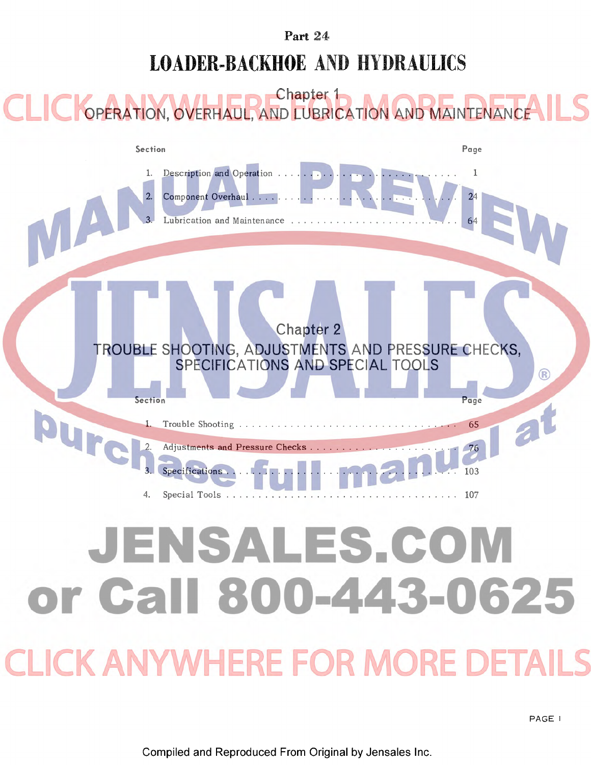Part 24

# LOADER-BACKHOE AND HYDRAULICS

## Chapter 1
## OPERATION, OVERHAUL, AND LUBRICATION AND MAINTENANCE

| Section | Page |
|---|---|
| 1. Description and Operation | 1 |
| 2. Component Overhaul | 24 |
| 3. Lubrication and Maintenance | 64 |

## Chapter 2
## TROUBLE SHOOTING, ADJUSTMENTS AND PRESSURE CHECKS, SPECIFICATIONS AND SPECIAL TOOLS

| Section | Page |
|---|---|
| 1. Trouble Shooting | 65 |
| 2. Adjustments and Pressure Checks | 76 |
| 3. Specifications | 103 |
| 4. Special Tools | 107 |

Compiled and Reproduced From Original by Jensales Inc.